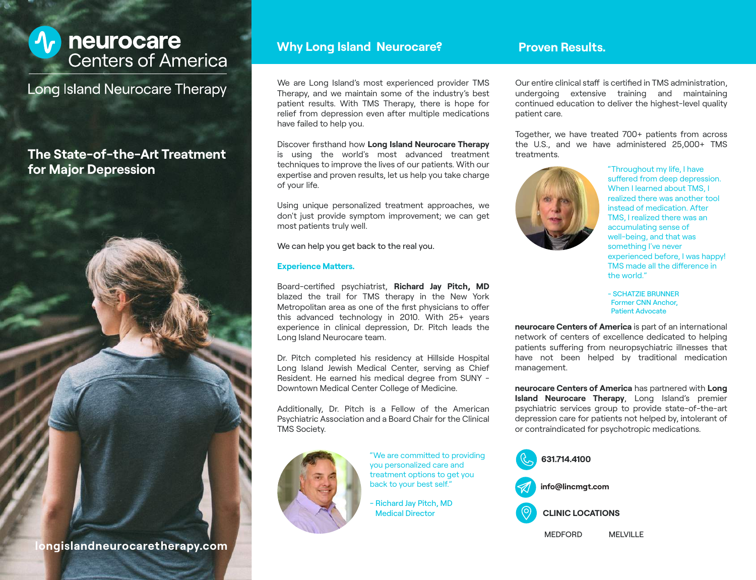# neurocare Centers of America

Long Island Neurocare Therapy

## The State-of-the-Art Treatment for Major Depression

longislandneurocaretherapy.com

## Why Long Island Neurocare?

We are Long Island's most experienced provider TMS Therapy, and we maintain some of the industry's best patient results. With TMS Therapy, there is hope for relief from depression even after multiple medications have failed to help you.

Discover firsthand how **Long Island Neurocare Therapy** is using the world's most advanced treatment techniques to improve the lives of our patients. With our expertise and proven results, let us help you take charge of your life.

Using unique personalized treatment approaches, we don't just provide symptom improvement; we can get most patients truly well.

We can help you get back to the real you.

### Experience Matters.

Board-certified psychiatrist, **Richard Jay Pitch, MD** blazed the trail for TMS therapy in the New York Metropolitan area as one of the first physicians to offer this advanced technology in 2010. With 25+ years experience in clinical depression, Dr. Pitch leads the Long Island Neurocare team.

Dr. Pitch completed his residency at Hillside Hospital Long Island Jewish Medical Center, serving as Chief Resident. He earned his medical degree from SUNY - Downtown Medical Center College of Medicine.

Additionally, Dr. Pitch is a Fellow of the American Psychiatric Association and a Board Chair for the Clinical TMS Society.

"We are committed to providing you personalized care and treatment options to get you back to your best self."

- Richard Jay Pitch, MD
Medical Director

## Proven Results.

Our entire clinical staff is certified in TMS administration, undergoing extensive training and maintaining continued education to deliver the highest-level quality patient care.

Together, we have treated 700+ patients from across the U.S., and we have administered 25,000+ TMS treatments.

"Throughout my life, I have suffered from deep depression. When I learned about TMS, I realized there was another tool instead of medication. After TMS, I realized there was an accumulating sense of well-being, and that was something I've never experienced before, I was happy! TMS made all the difference in the world."

- SCHATZIE BRUNNER
Former CNN Anchor,
Patient Advocate

**neurocare Centers of America** is part of an international network of centers of excellence dedicated to helping patients suffering from neuropsychiatric illnesses that have not been helped by traditional medication management.

**neurocare Centers of America** has partnered with **Long Island Neurocare Therapy**, Long Island's premier psychiatric services group to provide state-of-the-art depression care for patients not helped by, intolerant of or contraindicated for psychotropic medications.

**631.714.4100**

**info@lincmgt.com**

**CLINIC LOCATIONS**

MEDFORD MELVILLE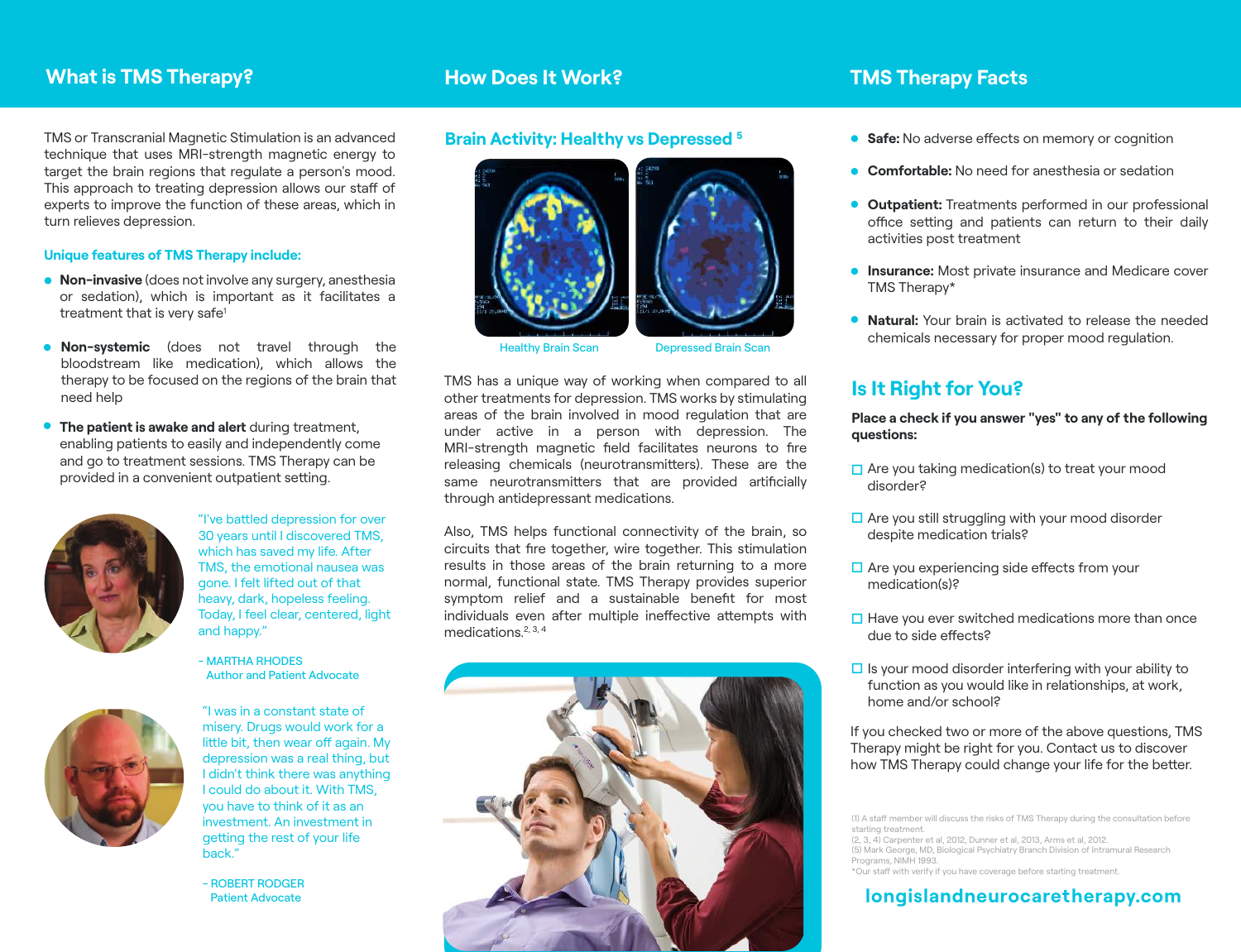## What is TMS Therapy?

TMS or Transcranial Magnetic Stimulation is an advanced technique that uses MRI-strength magnetic energy to target the brain regions that regulate a person's mood. This approach to treating depression allows our staff of experts to improve the function of these areas, which in turn relieves depression.

### Unique features of TMS Therapy include:

- **Non-invasive** (does not involve any surgery, anesthesia or sedation), which is important as it facilitates a treatment that is very safe[1]
- **Non-systemic** (does not travel through the bloodstream like medication), which allows the therapy to be focused on the regions of the brain that need help
- **The patient is awake and alert** during treatment, enabling patients to easily and independently come and go to treatment sessions. TMS Therapy can be provided in a convenient outpatient setting.

"I've battled depression for over 30 years until I discovered TMS, which has saved my life. After TMS, the emotional nausea was gone. I felt lifted out of that heavy, dark, hopeless feeling. Today, I feel clear, centered, light and happy."

- MARTHA RHODES
Author and Patient Advocate

"I was in a constant state of misery. Drugs would work for a little bit, then wear off again. My depression was a real thing, but I didn't think there was anything I could do about it. With TMS, you have to think of it as an investment. An investment in getting the rest of your life back."

- ROBERT RODGER
Patient Advocate

## How Does It Work?

### Brain Activity: Healthy vs Depressed [5]

Healthy Brain Scan

Depressed Brain Scan

TMS has a unique way of working when compared to all other treatments for depression. TMS works by stimulating areas of the brain involved in mood regulation that are under active in a person with depression. The MRI-strength magnetic field facilitates neurons to fire releasing chemicals (neurotransmitters). These are the same neurotransmitters that are provided artificially through antidepressant medications.

Also, TMS helps functional connectivity of the brain, so circuits that fire together, wire together. This stimulation results in those areas of the brain returning to a more normal, functional state. TMS Therapy provides superior symptom relief and a sustainable benefit for most individuals even after multiple ineffective attempts with medications.[2, 3, 4]

## TMS Therapy Facts

- **Safe:** No adverse effects on memory or cognition
- **Comfortable:** No need for anesthesia or sedation
- **Outpatient:** Treatments performed in our professional office setting and patients can return to their daily activities post treatment
- **Insurance:** Most private insurance and Medicare cover TMS Therapy*
- **Natural:** Your brain is activated to release the needed chemicals necessary for proper mood regulation.

## Is It Right for You?

**Place a check if you answer "yes" to any of the following questions:**

- ☐ Are you taking medication(s) to treat your mood disorder?
- ☐ Are you still struggling with your mood disorder despite medication trials?
- ☐ Are you experiencing side effects from your medication(s)?
- ☐ Have you ever switched medications more than once due to side effects?
- ☐ Is your mood disorder interfering with your ability to function as you would like in relationships, at work, home and/or school?

If you checked two or more of the above questions, TMS Therapy might be right for you. Contact us to discover how TMS Therapy could change your life for the better.

(1) A staff member will discuss the risks of TMS Therapy during the consultation before starting treatment.
(2, 3, 4) Carpenter et al, 2012, Dunner et al, 2013, Arms et al, 2012.
(5) Mark George, MD, Biological Psychiatry Branch Division of Intramural Research Programs, NIMH 1993.
*Our staff with verify if you have coverage before starting treatment.

**longislandneurocaretherapy.com**